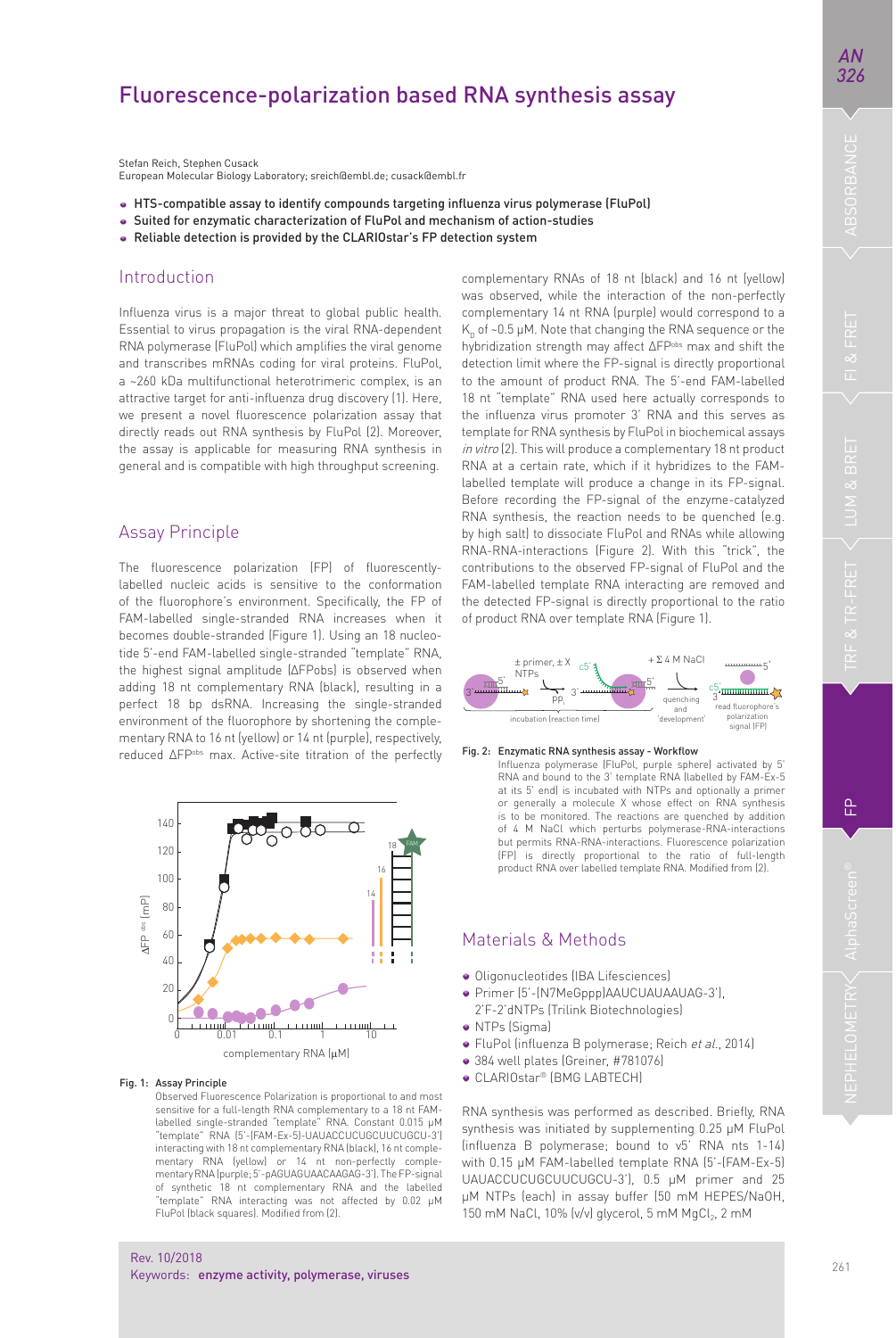# Fluorescence-polarization based RNA synthesis assay

Stefan Reich, Stephen Cusack
European Molecular Biology Laboratory; sreich@embl.de; cusack@embl.fr

- HTS-compatible assay to identify compounds targeting influenza virus polymerase (FluPol)
- Suited for enzymatic characterization of FluPol and mechanism of action-studies
- Reliable detection is provided by the CLARIOstar's FP detection system

## Introduction

Influenza virus is a major threat to global public health. Essential to virus propagation is the viral RNA-dependent RNA polymerase (FluPol) which amplifies the viral genome and transcribes mRNAs coding for viral proteins. FluPol, a ~260 kDa multifunctional heterotrimeric complex, is an attractive target for anti-influenza drug discovery (1). Here, we present a novel fluorescence polarization assay that directly reads out RNA synthesis by FluPol (2). Moreover, the assay is applicable for measuring RNA synthesis in general and is compatible with high throughput screening.

## Assay Principle

The fluorescence polarization (FP) of fluorescently-labelled nucleic acids is sensitive to the conformation of the fluorophore's environment. Specifically, the FP of FAM-labelled single-stranded RNA increases when it becomes double-stranded (Figure 1). Using an 18 nucleotide 5'-end FAM-labelled single-stranded "template" RNA, the highest signal amplitude ($\Delta FP^{obs}$) is observed when adding 18 nt complementary RNA (black), resulting in a perfect 18 bp dsRNA. Increasing the single-stranded environment of the fluorophore by shortening the complementary RNA to 16 nt (yellow) or 14 nt (purple), respectively, reduced $\Delta FP^{obs}$ max. Active-site titration of the perfectly complementary RNAs of 18 nt (black) and 16 nt (yellow) was observed, while the interaction of the non-perfectly complementary 14 nt RNA (purple) would correspond to a $K_D$ of ~0.5 µM. Note that changing the RNA sequence or the hybridization strength may affect $\Delta FP^{obs}$ max and shift the detection limit where the FP-signal is directly proportional to the amount of product RNA. The 5'-end FAM-labelled 18 nt "template" RNA used here actually corresponds to the influenza virus promoter 3' RNA and this serves as template for RNA synthesis by FluPol in biochemical assays *in vitro* (2). This will produce a complementary 18 nt product RNA at a certain rate, which if it hybridizes to the FAM-labelled template will produce a change in its FP-signal. Before recording the FP-signal of the enzyme-catalyzed RNA synthesis, the reaction needs to be quenched (e.g. by high salt) to dissociate FluPol and RNAs while allowing RNA-RNA-interactions (Figure 2). With this "trick", the contributions to the observed FP-signal of FluPol and the FAM-labelled template RNA interacting are removed and the detected FP-signal is directly proportional to the ratio of product RNA over template RNA (Figure 1).

Fig. 1: Assay Principle
Observed Fluorescence Polarization is proportional to and most sensitive for a full-length RNA complementary to a 18 nt FAM-labelled single-stranded "template" RNA. Constant 0.015 µM "template" RNA (5'-(FAM-Ex-5)-UAUACCUCUGCUUCUGCU-3') interacting with 18 nt complementary RNA (black), 16 nt complementary RNA (yellow) or 14 nt non-perfectly complementary RNA (purple; 5'-pAGUAGUAACAAGAG-3'). The FP-signal of synthetic 18 nt complementary RNA and the labelled "template" RNA interacting was not affected by 0.02 µM FluPol (black squares). Modified from (2).

Fig. 2: Enzymatic RNA synthesis assay - Workflow
Influenza polymerase (FluPol, purple sphere) activated by 5' RNA and bound to the 3' template RNA (labelled by FAM-Ex-5 at its 5' end) is incubated with NTPs and optionally a primer or generally a molecule X whose effect on RNA synthesis is to be monitored. The reactions are quenched by addition of 4 M NaCl which perturbs polymerase-RNA-interactions but permits RNA-RNA-interactions. Fluorescence polarization (FP) is directly proportional to the ratio of full-length product RNA over labelled template RNA. Modified from (2).

## Materials & Methods

- Oligonucleotides (IBA Lifesciences)
- Primer (5'-(N7MeGppp)AAUCUAUAAUAG-3'), 2'F-2'dNTPs (Trilink Biotechnologies)
- NTPs (Sigma)
- FluPol (influenza B polymerase; Reich *et al.*, 2014)
- 384 well plates (Greiner, #781076)
- CLARIOstar® (BMG LABTECH)

RNA synthesis was performed as described. Briefly, RNA synthesis was initiated by supplementing 0.25 µM FluPol (influenza B polymerase; bound to v5' RNA nts 1-14) with 0.15 µM FAM-labelled template RNA (5'-(FAM-Ex-5) UAUACCUCUGCUUCUGCU-3'), 0.5 µM primer and 25 µM NTPs (each) in assay buffer (50 mM HEPES/NaOH, 150 mM NaCl, 10% (v/v) glycerol, 5 mM $MgCl_2$, 2 mM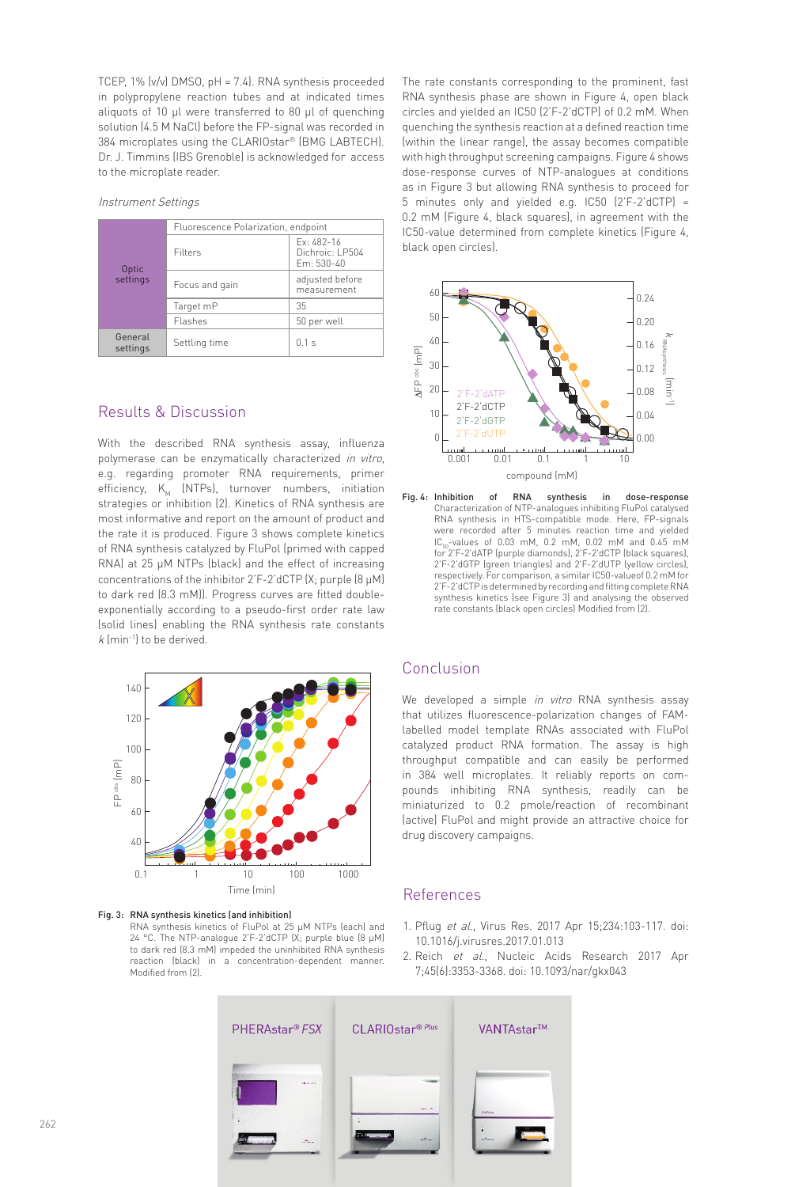TCEP, 1% (v/v) DMSO, pH = 7.4). RNA synthesis proceeded in polypropylene reaction tubes and at indicated times aliquots of 10 µl were transferred to 80 µl of quenching solution (4.5 M NaCl) before the FP-signal was recorded in 384 microplates using the CLARIOstar® (BMG LABTECH). Dr. J. Timmins (IBS Grenoble) is acknowledged for access to the microplate reader.

*Instrument Settings*

| | | |
|---|---|---|
| Optic settings | Fluorescence Polarization, endpoint | |
| | Filters | Ex: 482-16<br>Dichroic: LP504<br>Em: 530-40 |
| | Focus and gain | adjusted before measurement |
| | Target mP | 35 |
| | Flashes | 50 per well |
| General settings | Settling time | 0.1 s |

## Results & Discussion

With the described RNA synthesis assay, influenza polymerase can be enzymatically characterized *in vitro*, e.g. regarding promoter RNA requirements, primer efficiency, $K_M$ (NTPs), turnover numbers, initiation strategies or inhibition (2). Kinetics of RNA synthesis are most informative and report on the amount of product and the rate it is produced. Figure 3 shows complete kinetics of RNA synthesis catalyzed by FluPol (primed with capped RNA) at 25 µM NTPs (black) and the effect of increasing concentrations of the inhibitor 2'F-2'dCTP (X; purple (8 µM) to dark red (8.3 mM)). Progress curves are fitted double-exponentially according to a pseudo-first order rate law (solid lines) enabling the RNA synthesis rate constants $k$ (min$^{-1}$) to be derived.

FP obs (mP)
140
120
100
80
60
40
0.1
1
10
100
1000
Time (min)
X

**Fig. 3: RNA synthesis kinetics (and inhibition)**
RNA synthesis kinetics of FluPol at 25 µM NTPs (each) and 24 °C. The NTP-analogue 2'F-2'dCTP (X; purple blue (8 µM) to dark red (8.3 mM) impeded the uninhibited RNA synthesis reaction (black) in a concentration-dependent manner. Modified from (2).

The rate constants corresponding to the prominent, fast RNA synthesis phase are shown in Figure 4, open black circles and yielded an IC50 (2'F-2'dCTP) of 0.2 mM. When quenching the synthesis reaction at a defined reaction time (within the linear range), the assay becomes compatible with high throughput screening campaigns. Figure 4 shows dose-response curves of NTP-analogues at conditions as in Figure 3 but allowing RNA synthesis to proceed for 5 minutes only and yielded e.g. IC50 (2'F-2'dCTP) = 0.2 mM (Figure 4, black squares), in agreement with the IC50-value determined from complete kinetics (Figure 4, black open circles).

ΔFP obs (mP)
60
50
40
30
20
10
0
0.001
0.01
0.1
1
10
compound (mM)
$k_{RNA synthesis}$ (min$^{-1}$)
0.24
0.20
0.16
0.12
0.08
0.04
0.00
2'F-2'dATP
2'F-2'dCTP
2'F-2'dGTP
2'F-2'dUTP

**Fig. 4: Inhibition of RNA synthesis in dose-response**
Characterization of NTP-analogues inhibiting FluPol catalysed RNA synthesis in HTS-compatible mode. Here, FP-signals were recorded after 5 minutes reaction time and yielded $IC_{50}$-values of 0.03 mM, 0.2 mM, 0.02 mM and 0.45 mM for 2'F-2'dATP (purple diamonds), 2'F-2'dCTP (black squares), 2'F-2'dGTP (green triangles) and 2'F-2'dUTP (yellow circles), respectively. For comparison, a similar IC50-value of 0.2 mM for 2'F-2'dCTP is determined by recording and fitting complete RNA synthesis kinetics (see Figure 3) and analysing the observed rate constants (black open circles) Modified from (2).

## Conclusion

We developed a simple *in vitro* RNA synthesis assay that utilizes fluorescence-polarization changes of FAM-labelled model template RNAs associated with FluPol catalyzed product RNA formation. The assay is high throughput compatible and can easily be performed in 384 well microplates. It reliably reports on compounds inhibiting RNA synthesis, readily can be miniaturized to 0.2 pmole/reaction of recombinant (active) FluPol and might provide an attractive choice for drug discovery campaigns.

## References

1. Pflug *et al.*, Virus Res. 2017 Apr 15;234:103-117. doi: 10.1016/j.virusres.2017.01.013
2. Reich *et al.*, Nucleic Acids Research 2017 Apr 7;45(6):3353-3368. doi: 10.1093/nar/gkx043

PHERAstar® *FSX* | CLARIOstar® *Plus* | VANTAstar™